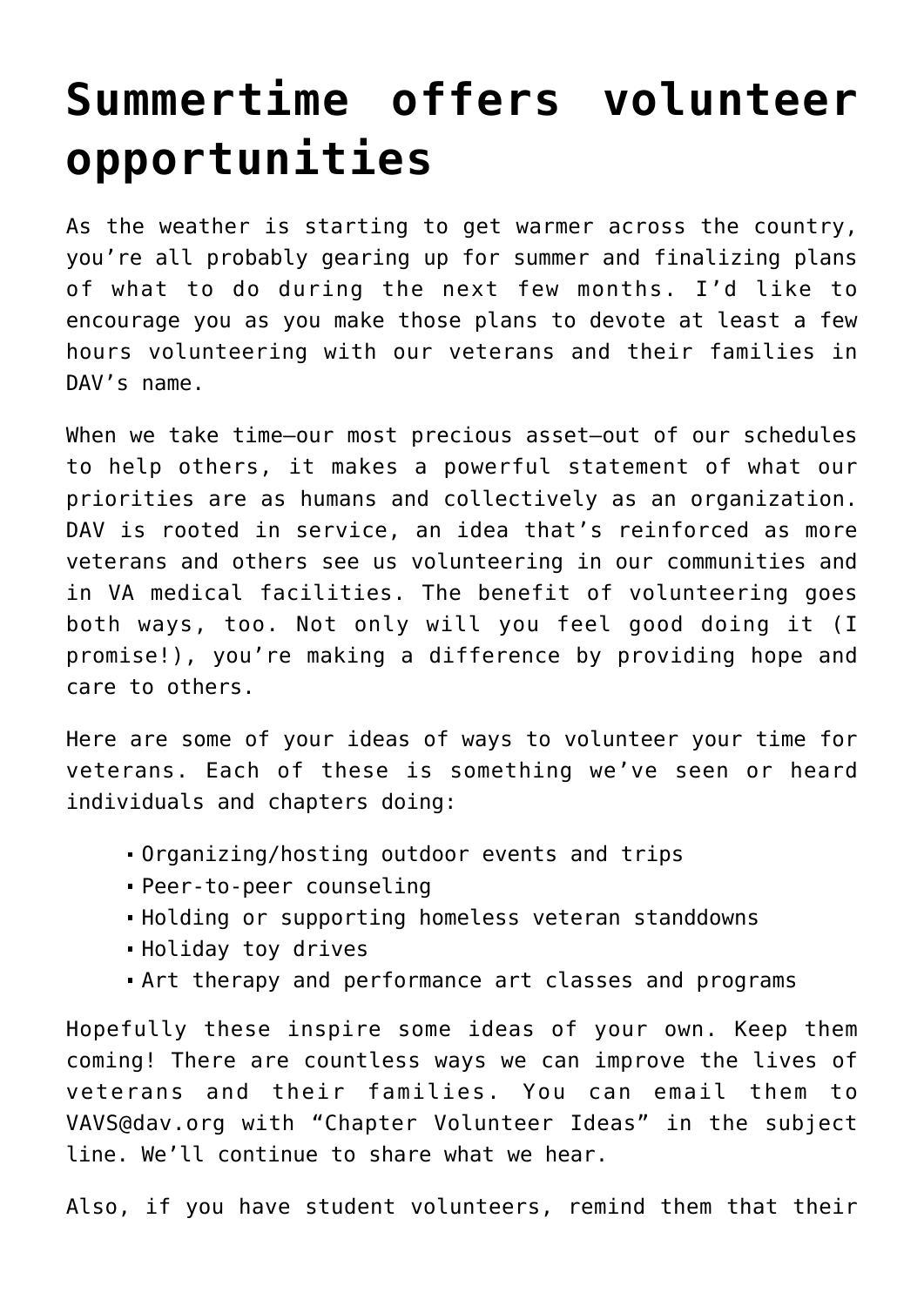# Summertime offers volunteer opportunities

As the weather is starting to get warmer across the country, you're all probably gearing up for summer and finalizing plans of what to do during the next few months. I'd like to encourage you as you make those plans to devote at least a few hours volunteering with our veterans and their families in DAV's name.

When we take time—our most precious asset—out of our schedules to help others, it makes a powerful statement of what our priorities are as humans and collectively as an organization. DAV is rooted in service, an idea that's reinforced as more veterans and others see us volunteering in our communities and in VA medical facilities. The benefit of volunteering goes both ways, too. Not only will you feel good doing it (I promise!), you're making a difference by providing hope and care to others.

Here are some of your ideas of ways to volunteer your time for veterans. Each of these is something we've seen or heard individuals and chapters doing:

- Organizing/hosting outdoor events and trips
- Peer-to-peer counseling
- Holding or supporting homeless veteran standdowns
- Holiday toy drives
- Art therapy and performance art classes and programs

Hopefully these inspire some ideas of your own. Keep them coming! There are countless ways we can improve the lives of veterans and their families. You can email them to VAVS@dav.org with "Chapter Volunteer Ideas" in the subject line. We'll continue to share what we hear.

Also, if you have student volunteers, remind them that their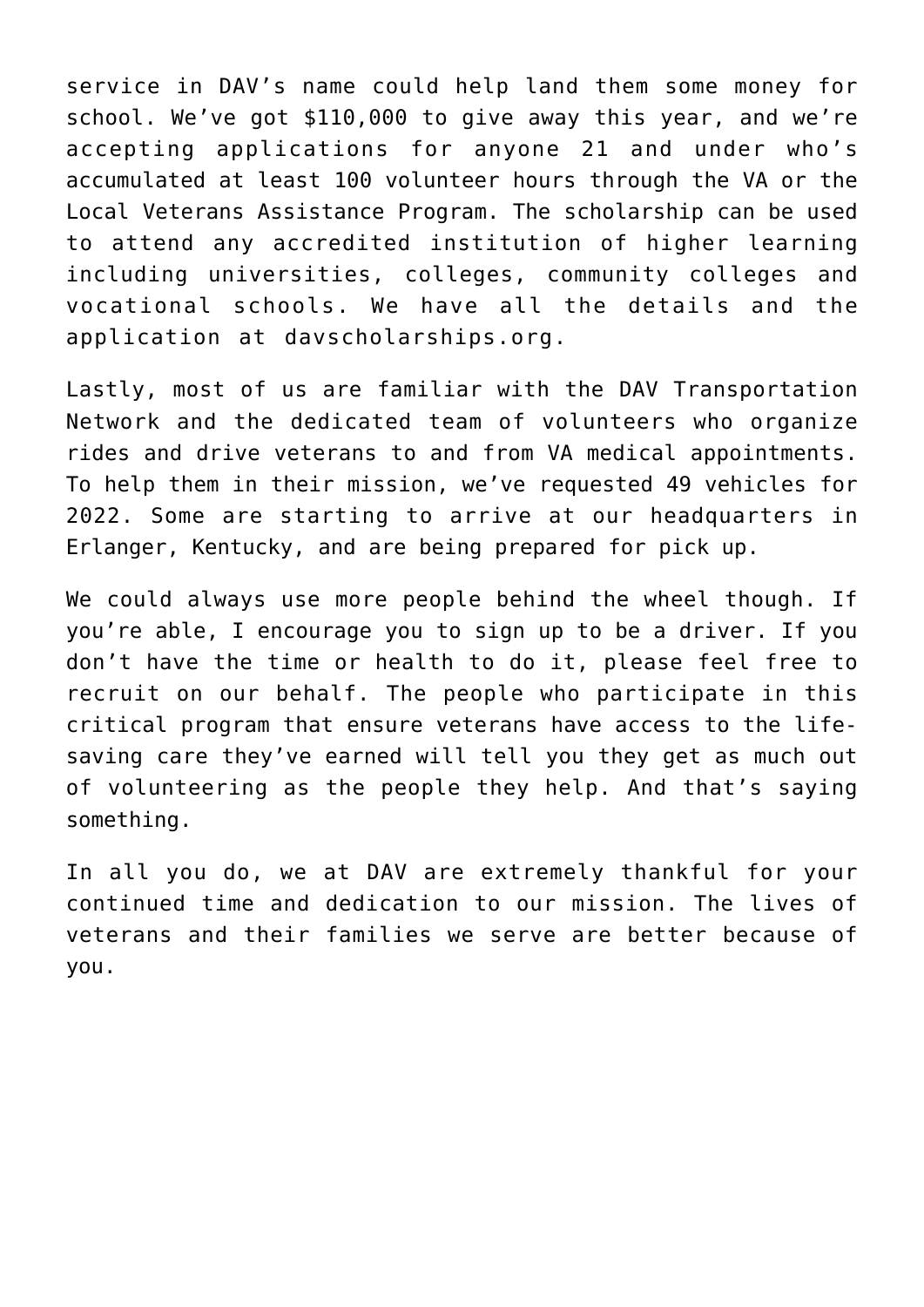service in DAV's name could help land them some money for school. We've got $110,000 to give away this year, and we're accepting applications for anyone 21 and under who's accumulated at least 100 volunteer hours through the VA or the Local Veterans Assistance Program. The scholarship can be used to attend any accredited institution of higher learning including universities, colleges, community colleges and vocational schools. We have all the details and the application at davscholarships.org.

Lastly, most of us are familiar with the DAV Transportation Network and the dedicated team of volunteers who organize rides and drive veterans to and from VA medical appointments. To help them in their mission, we've requested 49 vehicles for 2022. Some are starting to arrive at our headquarters in Erlanger, Kentucky, and are being prepared for pick up.

We could always use more people behind the wheel though. If you're able, I encourage you to sign up to be a driver. If you don't have the time or health to do it, please feel free to recruit on our behalf. The people who participate in this critical program that ensure veterans have access to the life-saving care they've earned will tell you they get as much out of volunteering as the people they help. And that's saying something.

In all you do, we at DAV are extremely thankful for your continued time and dedication to our mission. The lives of veterans and their families we serve are better because of you.